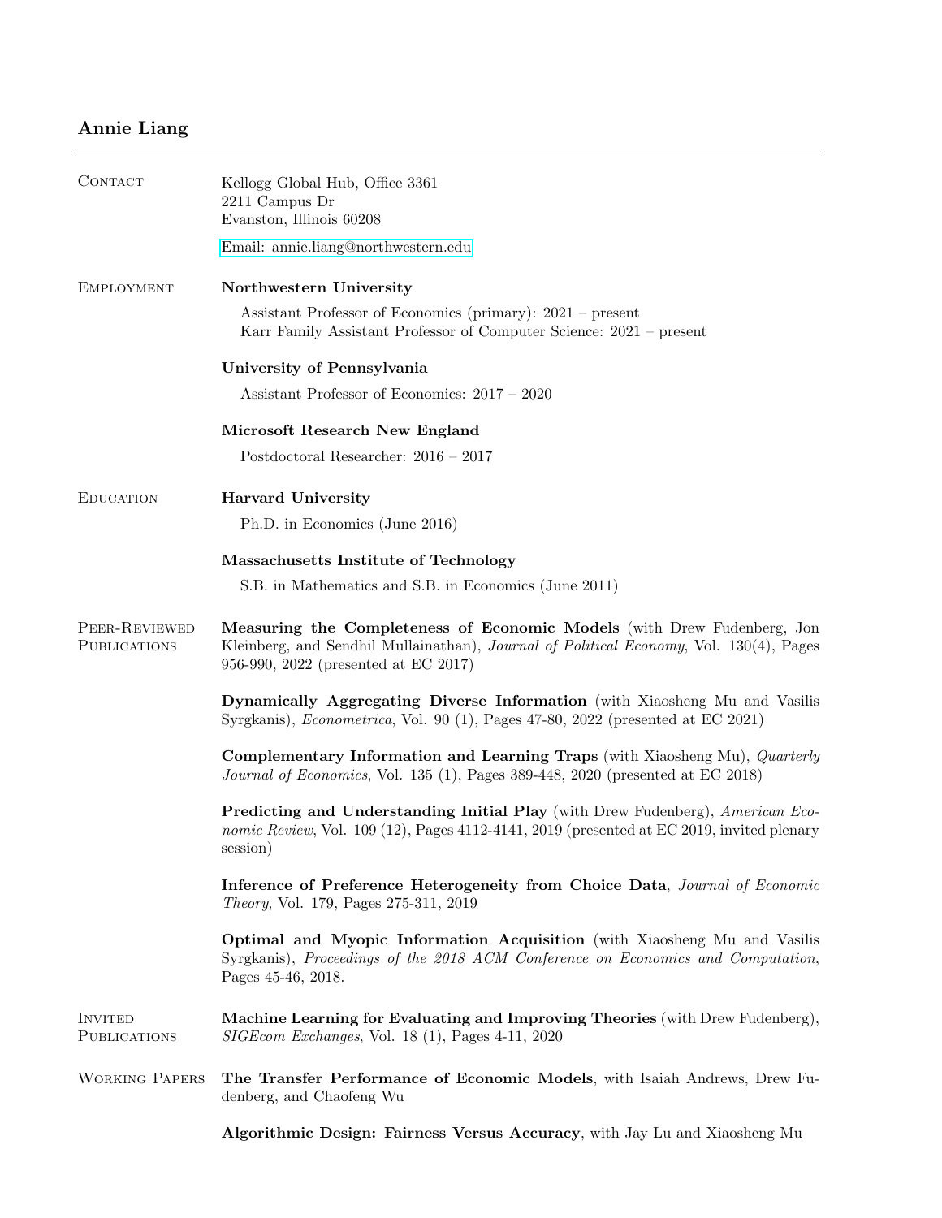# Annie Liang

## Contact

Kellogg Global Hub, Office 3361
2211 Campus Dr
Evanston, Illinois 60208

Email: annie.liang@northwestern.edu

## Employment

**Northwestern University**

Assistant Professor of Economics (primary): 2021 – present
Karr Family Assistant Professor of Computer Science: 2021 – present

**University of Pennsylvania**

Assistant Professor of Economics: 2017 – 2020

**Microsoft Research New England**

Postdoctoral Researcher: 2016 – 2017

## Education

**Harvard University**

Ph.D. in Economics (June 2016)

**Massachusetts Institute of Technology**

S.B. in Mathematics and S.B. in Economics (June 2011)

## Peer-Reviewed Publications

**Measuring the Completeness of Economic Models** (with Drew Fudenberg, Jon Kleinberg, and Sendhil Mullainathan), *Journal of Political Economy*, Vol. 130(4), Pages 956-990, 2022 (presented at EC 2017)

**Dynamically Aggregating Diverse Information** (with Xiaosheng Mu and Vasilis Syrgkanis), *Econometrica*, Vol. 90 (1), Pages 47-80, 2022 (presented at EC 2021)

**Complementary Information and Learning Traps** (with Xiaosheng Mu), *Quarterly Journal of Economics*, Vol. 135 (1), Pages 389-448, 2020 (presented at EC 2018)

**Predicting and Understanding Initial Play** (with Drew Fudenberg), *American Economic Review*, Vol. 109 (12), Pages 4112-4141, 2019 (presented at EC 2019, invited plenary session)

**Inference of Preference Heterogeneity from Choice Data**, *Journal of Economic Theory*, Vol. 179, Pages 275-311, 2019

**Optimal and Myopic Information Acquisition** (with Xiaosheng Mu and Vasilis Syrgkanis), *Proceedings of the 2018 ACM Conference on Economics and Computation*, Pages 45-46, 2018.

## Invited Publications

**Machine Learning for Evaluating and Improving Theories** (with Drew Fudenberg), *SIGEcom Exchanges*, Vol. 18 (1), Pages 4-11, 2020

## Working Papers

**The Transfer Performance of Economic Models**, with Isaiah Andrews, Drew Fudenberg, and Chaofeng Wu

**Algorithmic Design: Fairness Versus Accuracy**, with Jay Lu and Xiaosheng Mu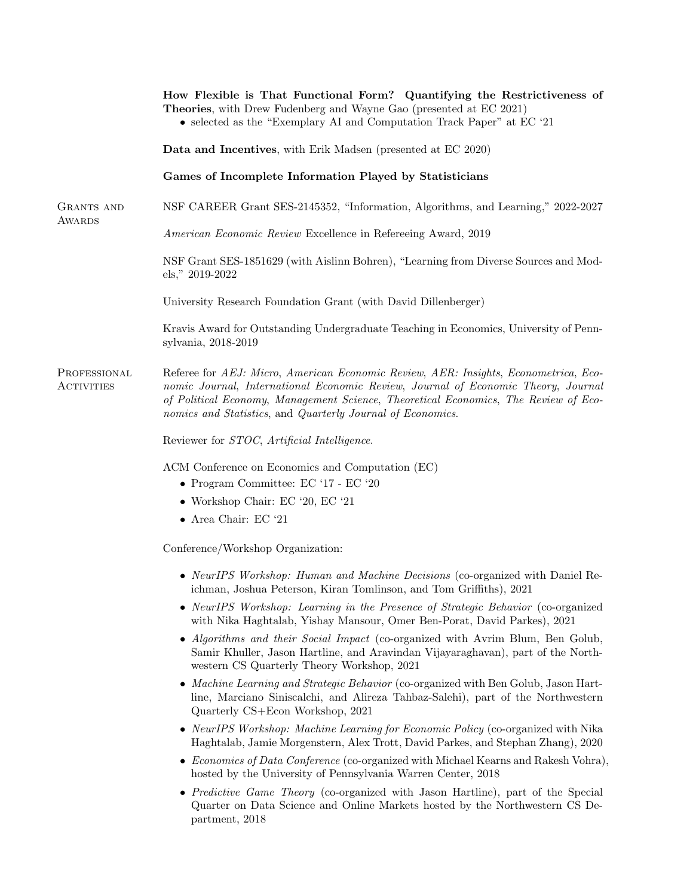**How Flexible is That Functional Form? Quantifying the Restrictiveness of Theories**, with Drew Fudenberg and Wayne Gao (presented at EC 2021)

- selected as the "Exemplary AI and Computation Track Paper" at EC '21

**Data and Incentives**, with Erik Madsen (presented at EC 2020)

**Games of Incomplete Information Played by Statisticians**

## Grants and Awards

NSF CAREER Grant SES-2145352, "Information, Algorithms, and Learning," 2022-2027

*American Economic Review* Excellence in Refereeing Award, 2019

NSF Grant SES-1851629 (with Aislinn Bohren), "Learning from Diverse Sources and Models," 2019-2022

University Research Foundation Grant (with David Dillenberger)

Kravis Award for Outstanding Undergraduate Teaching in Economics, University of Pennsylvania, 2018-2019

## Professional Activities

Referee for *AEJ: Micro*, *American Economic Review*, *AER: Insights*, *Econometrica*, *Economic Journal*, *International Economic Review*, *Journal of Economic Theory*, *Journal of Political Economy*, *Management Science*, *Theoretical Economics*, *The Review of Economics and Statistics*, and *Quarterly Journal of Economics*.

Reviewer for *STOC*, *Artificial Intelligence*.

ACM Conference on Economics and Computation (EC)

- Program Committee: EC '17 - EC '20
- Workshop Chair: EC '20, EC '21
- Area Chair: EC '21

Conference/Workshop Organization:

- *NeurIPS Workshop: Human and Machine Decisions* (co-organized with Daniel Reichman, Joshua Peterson, Kiran Tomlinson, and Tom Griffiths), 2021
- *NeurIPS Workshop: Learning in the Presence of Strategic Behavior* (co-organized with Nika Haghtalab, Yishay Mansour, Omer Ben-Porat, David Parkes), 2021
- *Algorithms and their Social Impact* (co-organized with Avrim Blum, Ben Golub, Samir Khuller, Jason Hartline, and Aravindan Vijayaraghavan), part of the Northwestern CS Quarterly Theory Workshop, 2021
- *Machine Learning and Strategic Behavior* (co-organized with Ben Golub, Jason Hartline, Marciano Siniscalchi, and Alireza Tahbaz-Salehi), part of the Northwestern Quarterly CS+Econ Workshop, 2021
- *NeurIPS Workshop: Machine Learning for Economic Policy* (co-organized with Nika Haghtalab, Jamie Morgenstern, Alex Trott, David Parkes, and Stephan Zhang), 2020
- *Economics of Data Conference* (co-organized with Michael Kearns and Rakesh Vohra), hosted by the University of Pennsylvania Warren Center, 2018
- *Predictive Game Theory* (co-organized with Jason Hartline), part of the Special Quarter on Data Science and Online Markets hosted by the Northwestern CS Department, 2018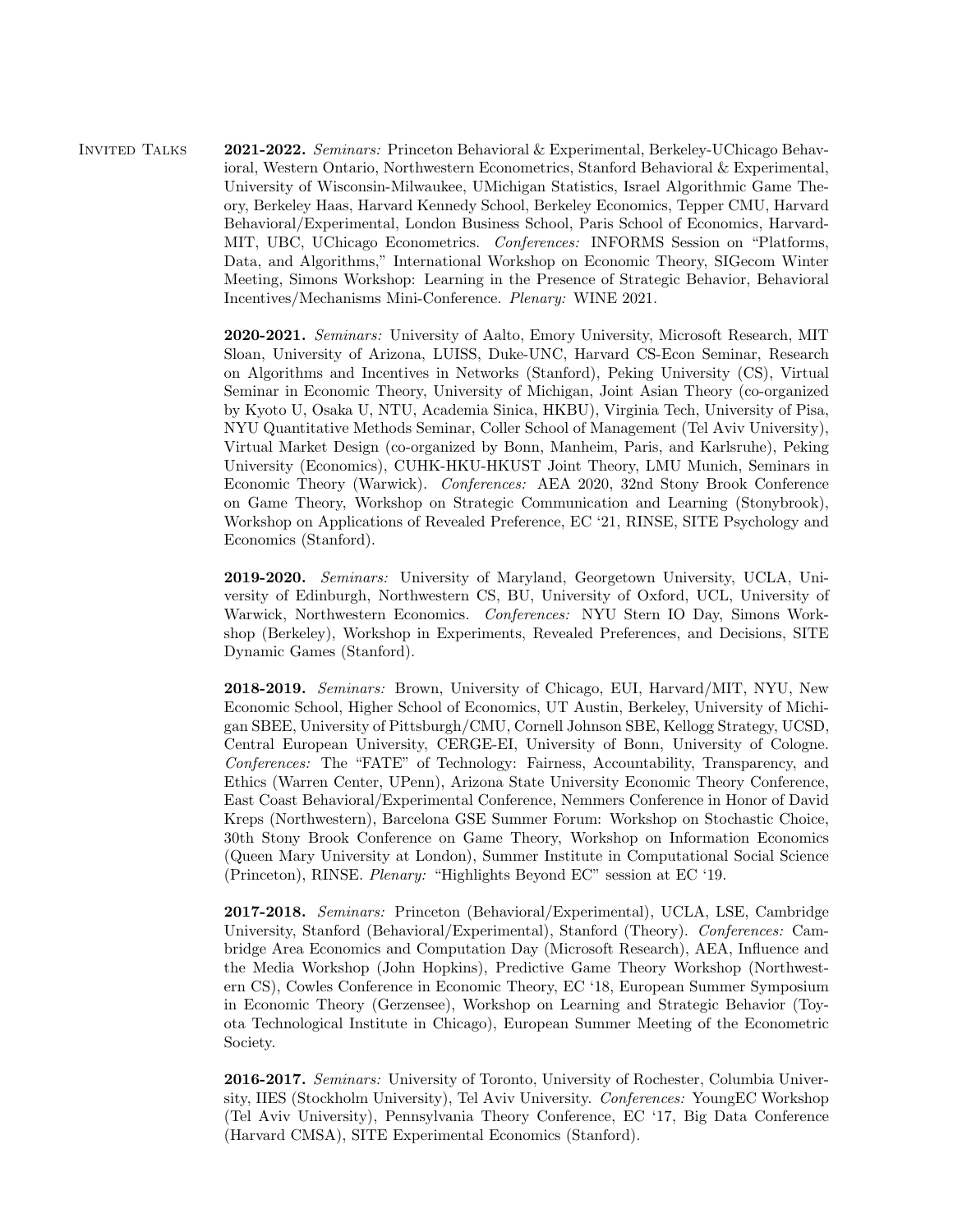## Invited Talks

**2021-2022.** *Seminars:* Princeton Behavioral & Experimental, Berkeley-UChicago Behavioral, Western Ontario, Northwestern Econometrics, Stanford Behavioral & Experimental, University of Wisconsin-Milwaukee, UMichigan Statistics, Israel Algorithmic Game Theory, Berkeley Haas, Harvard Kennedy School, Berkeley Economics, Tepper CMU, Harvard Behavioral/Experimental, London Business School, Paris School of Economics, Harvard-MIT, UBC, UChicago Econometrics. *Conferences:* INFORMS Session on "Platforms, Data, and Algorithms," International Workshop on Economic Theory, SIGecom Winter Meeting, Simons Workshop: Learning in the Presence of Strategic Behavior, Behavioral Incentives/Mechanisms Mini-Conference. *Plenary:* WINE 2021.

**2020-2021.** *Seminars:* University of Aalto, Emory University, Microsoft Research, MIT Sloan, University of Arizona, LUISS, Duke-UNC, Harvard CS-Econ Seminar, Research on Algorithms and Incentives in Networks (Stanford), Peking University (CS), Virtual Seminar in Economic Theory, University of Michigan, Joint Asian Theory (co-organized by Kyoto U, Osaka U, NTU, Academia Sinica, HKBU), Virginia Tech, University of Pisa, NYU Quantitative Methods Seminar, Coller School of Management (Tel Aviv University), Virtual Market Design (co-organized by Bonn, Manheim, Paris, and Karlsruhe), Peking University (Economics), CUHK-HKU-HKUST Joint Theory, LMU Munich, Seminars in Economic Theory (Warwick). *Conferences:* AEA 2020, 32nd Stony Brook Conference on Game Theory, Workshop on Strategic Communication and Learning (Stonybrook), Workshop on Applications of Revealed Preference, EC '21, RINSE, SITE Psychology and Economics (Stanford).

**2019-2020.** *Seminars:* University of Maryland, Georgetown University, UCLA, University of Edinburgh, Northwestern CS, BU, University of Oxford, UCL, University of Warwick, Northwestern Economics. *Conferences:* NYU Stern IO Day, Simons Workshop (Berkeley), Workshop in Experiments, Revealed Preferences, and Decisions, SITE Dynamic Games (Stanford).

**2018-2019.** *Seminars:* Brown, University of Chicago, EUI, Harvard/MIT, NYU, New Economic School, Higher School of Economics, UT Austin, Berkeley, University of Michigan SBEE, University of Pittsburgh/CMU, Cornell Johnson SBE, Kellogg Strategy, UCSD, Central European University, CERGE-EI, University of Bonn, University of Cologne. *Conferences:* The "FATE" of Technology: Fairness, Accountability, Transparency, and Ethics (Warren Center, UPenn), Arizona State University Economic Theory Conference, East Coast Behavioral/Experimental Conference, Nemmers Conference in Honor of David Kreps (Northwestern), Barcelona GSE Summer Forum: Workshop on Stochastic Choice, 30th Stony Brook Conference on Game Theory, Workshop on Information Economics (Queen Mary University at London), Summer Institute in Computational Social Science (Princeton), RINSE. *Plenary:* "Highlights Beyond EC" session at EC '19.

**2017-2018.** *Seminars:* Princeton (Behavioral/Experimental), UCLA, LSE, Cambridge University, Stanford (Behavioral/Experimental), Stanford (Theory). *Conferences:* Cambridge Area Economics and Computation Day (Microsoft Research), AEA, Influence and the Media Workshop (John Hopkins), Predictive Game Theory Workshop (Northwestern CS), Cowles Conference in Economic Theory, EC '18, European Summer Symposium in Economic Theory (Gerzensee), Workshop on Learning and Strategic Behavior (Toyota Technological Institute in Chicago), European Summer Meeting of the Econometric Society.

**2016-2017.** *Seminars:* University of Toronto, University of Rochester, Columbia University, IIES (Stockholm University), Tel Aviv University. *Conferences:* YoungEC Workshop (Tel Aviv University), Pennsylvania Theory Conference, EC '17, Big Data Conference (Harvard CMSA), SITE Experimental Economics (Stanford).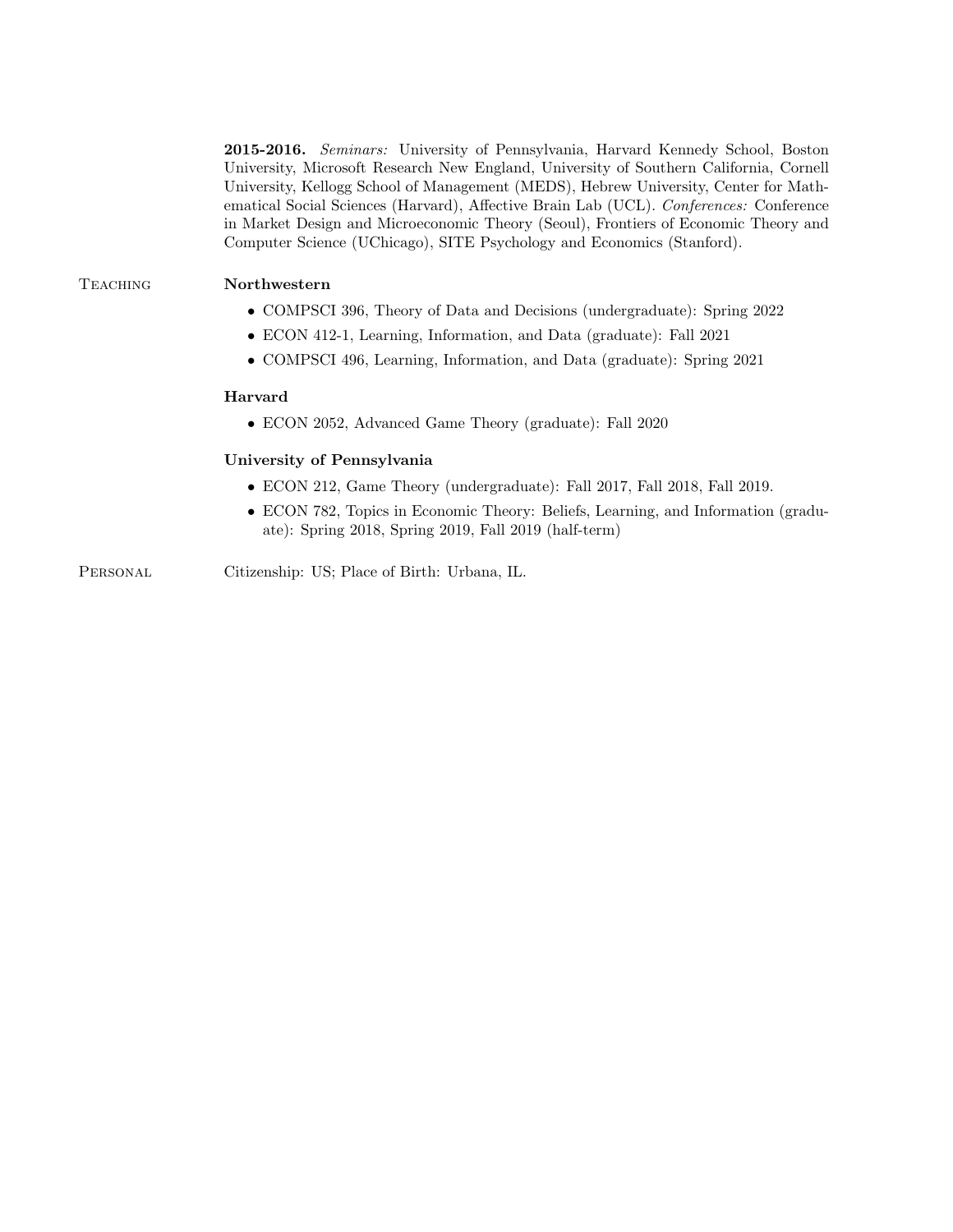**2015-2016.** *Seminars:* University of Pennsylvania, Harvard Kennedy School, Boston University, Microsoft Research New England, University of Southern California, Cornell University, Kellogg School of Management (MEDS), Hebrew University, Center for Mathematical Social Sciences (Harvard), Affective Brain Lab (UCL). *Conferences:* Conference in Market Design and Microeconomic Theory (Seoul), Frontiers of Economic Theory and Computer Science (UChicago), SITE Psychology and Economics (Stanford).

## Teaching

**Northwestern**

- COMPSCI 396, Theory of Data and Decisions (undergraduate): Spring 2022
- ECON 412-1, Learning, Information, and Data (graduate): Fall 2021
- COMPSCI 496, Learning, Information, and Data (graduate): Spring 2021

**Harvard**

- ECON 2052, Advanced Game Theory (graduate): Fall 2020

**University of Pennsylvania**

- ECON 212, Game Theory (undergraduate): Fall 2017, Fall 2018, Fall 2019.
- ECON 782, Topics in Economic Theory: Beliefs, Learning, and Information (graduate): Spring 2018, Spring 2019, Fall 2019 (half-term)

## Personal

Citizenship: US; Place of Birth: Urbana, IL.